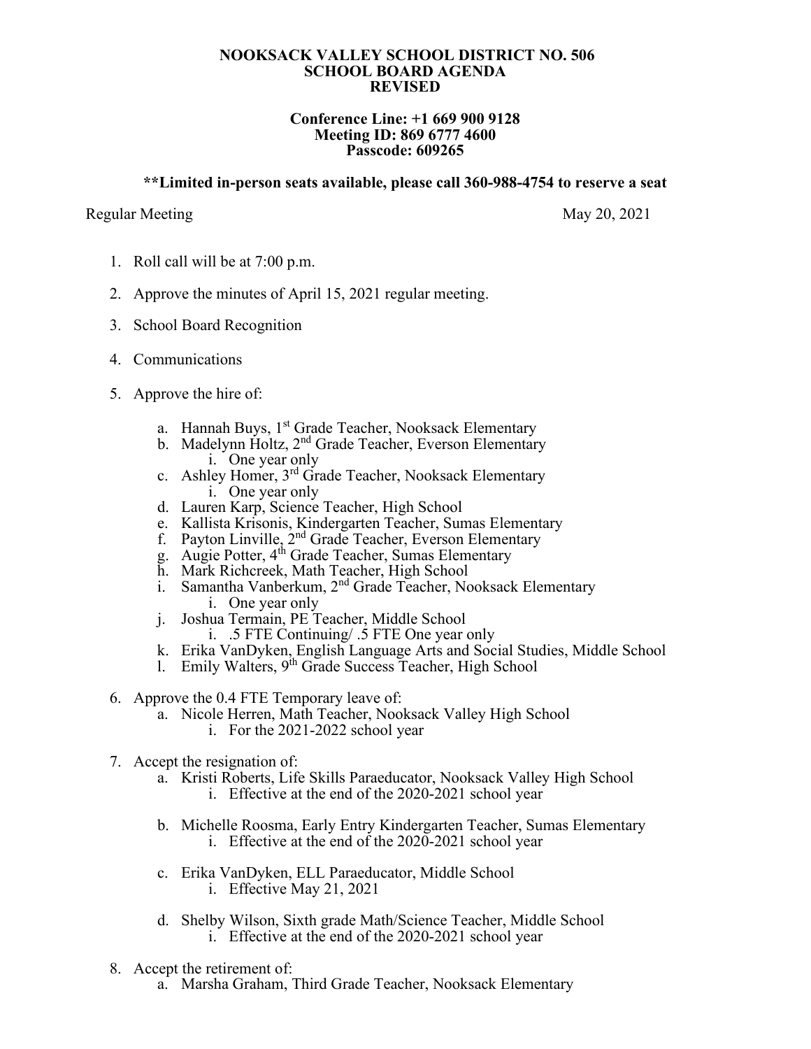**NOOKSACK VALLEY SCHOOL DISTRICT NO. 506**
**SCHOOL BOARD AGENDA**
**REVISED**

**Conference Line: +1 669 900 9128**
**Meeting ID: 869 6777 4600**
**Passcode: 609265**

****Limited in-person seats available, please call 360-988-4754 to reserve a seat**

Regular Meeting — May 20, 2021

1. Roll call will be at 7:00 p.m.

2. Approve the minutes of April 15, 2021 regular meeting.

3. School Board Recognition

4. Communications

5. Approve the hire of:
   a. Hannah Buys, 1st Grade Teacher, Nooksack Elementary
   b. Madelynn Holtz, 2nd Grade Teacher, Everson Elementary
      i. One year only
   c. Ashley Homer, 3rd Grade Teacher, Nooksack Elementary
      i. One year only
   d. Lauren Karp, Science Teacher, High School
   e. Kallista Krisonis, Kindergarten Teacher, Sumas Elementary
   f. Payton Linville, 2nd Grade Teacher, Everson Elementary
   g. Augie Potter, 4th Grade Teacher, Sumas Elementary
   h. Mark Richcreek, Math Teacher, High School
   i. Samantha Vanberkum, 2nd Grade Teacher, Nooksack Elementary
      i. One year only
   j. Joshua Termain, PE Teacher, Middle School
      i. .5 FTE Continuing/ .5 FTE One year only
   k. Erika VanDyken, English Language Arts and Social Studies, Middle School
   l. Emily Walters, 9th Grade Success Teacher, High School

6. Approve the 0.4 FTE Temporary leave of:
   a. Nicole Herren, Math Teacher, Nooksack Valley High School
      i. For the 2021-2022 school year

7. Accept the resignation of:
   a. Kristi Roberts, Life Skills Paraeducator, Nooksack Valley High School
      i. Effective at the end of the 2020-2021 school year

   b. Michelle Roosma, Early Entry Kindergarten Teacher, Sumas Elementary
      i. Effective at the end of the 2020-2021 school year

   c. Erika VanDyken, ELL Paraeducator, Middle School
      i. Effective May 21, 2021

   d. Shelby Wilson, Sixth grade Math/Science Teacher, Middle School
      i. Effective at the end of the 2020-2021 school year

8. Accept the retirement of:
   a. Marsha Graham, Third Grade Teacher, Nooksack Elementary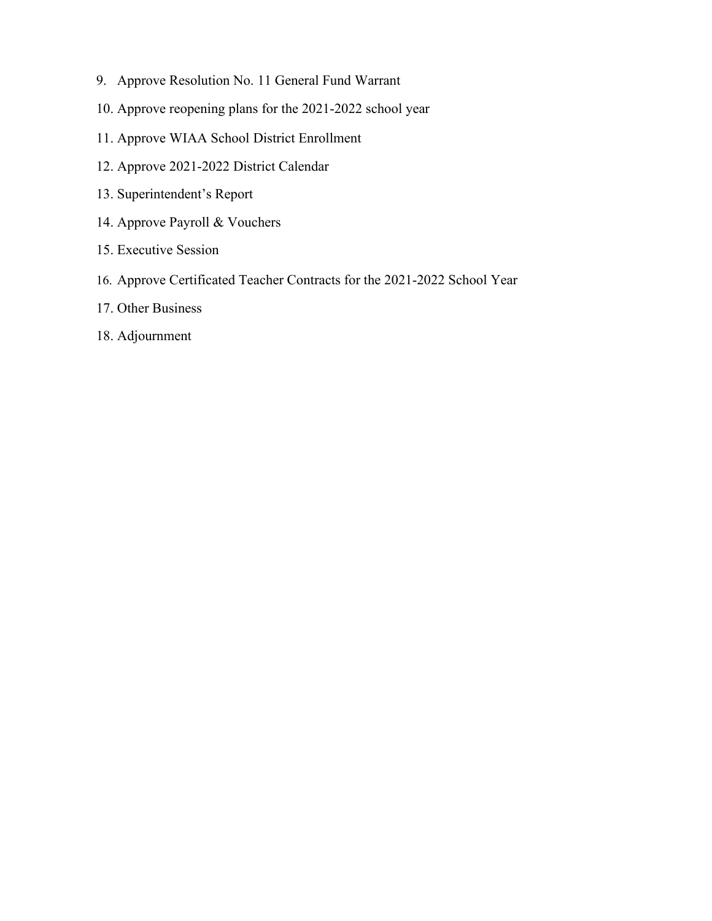9. Approve Resolution No. 11 General Fund Warrant
10. Approve reopening plans for the 2021-2022 school year
11. Approve WIAA School District Enrollment
12. Approve 2021-2022 District Calendar
13. Superintendent's Report
14. Approve Payroll & Vouchers
15. Executive Session
16. Approve Certificated Teacher Contracts for the 2021-2022 School Year
17. Other Business
18. Adjournment